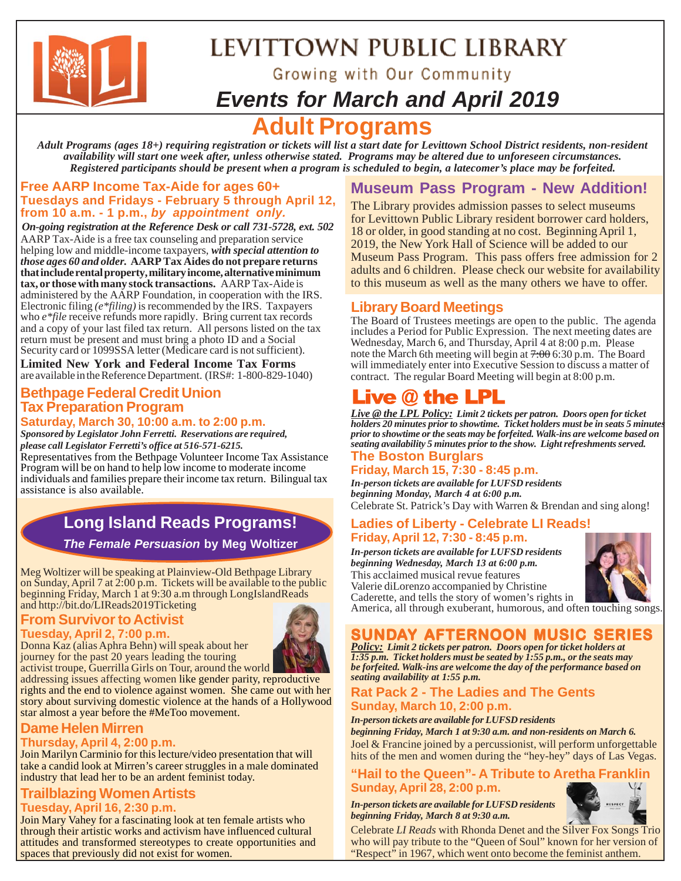# LEVITTOWN PUBLIC LIBRARY

Growing with Our Community

## Events for March and April 2019

# Adult Programs

*Adult Programs (ages 18+) requiring registration or tickets will list a start date for Levittown School District residents, non-resident availability will start one week after, unless otherwise stated. Programs may be altered due to unforeseen circumstances. Registered participants should be present when a program is scheduled to begin, a latecomer's place may be forfeited.*

### Free AARP Income Tax-Aide for ages 60+

**Tuesdays and Fridays - February 5 through April 12, from 10 a.m. - 1 p.m., *by appointment only.***

*On-going registration at the Reference Desk or call 731-5728, ext. 502*

AARP Tax-Aide is a free tax counseling and preparation service helping low and middle-income taxpayers, ***with special attention to those ages 60 and older.*** **AARP Tax Aides do not prepare returns that include rental property, military income, alternative minimum tax, or those with many stock transactions.** AARP Tax-Aide is administered by the AARP Foundation, in cooperation with the IRS. Electronic filing *(e*filing)* is recommended by the IRS. Taxpayers who *e*file* receive refunds more rapidly. Bring current tax records and a copy of your last filed tax return. All persons listed on the tax return must be present and must bring a photo ID and a Social Security card or 1099SSA letter (Medicare card is not sufficient).

**Limited New York and Federal Income Tax Forms** are available in the Reference Department. (IRS#: 1-800-829-1040)

### Bethpage Federal Credit Union Tax Preparation Program

**Saturday, March 30, 10:00 a.m. to 2:00 p.m.**

***Sponsored by Legislator John Ferretti. Reservations are required, please call Legislator Ferretti's office at 516-571-6215.***

Representatives from the Bethpage Volunteer Income Tax Assistance Program will be on hand to help low income to moderate income individuals and families prepare their income tax return. Bilingual tax assistance is also available.

## Long Island Reads Programs!

***The Female Persuasion* by Meg Woltizer**

Meg Woltizer will be speaking at Plainview-Old Bethpage Library on Sunday, April 7 at 2:00 p.m. Tickets will be available to the public beginning Friday, March 1 at 9:30 a.m through LongIslandReads and http://bit.do/LIReads2019Ticketing

### From Survivor to Activist

**Tuesday, April 2, 7:00 p.m.**

Donna Kaz (alias Aphra Behn) will speak about her journey for the past 20 years leading the touring activist troupe, Guerrilla Girls on Tour, around the world addressing issues affecting women like gender parity, reproductive rights and the end to violence against women. She came out with her story about surviving domestic violence at the hands of a Hollywood star almost a year before the #MeToo movement.

### Dame Helen Mirren

**Thursday, April 4, 2:00 p.m.**

Join Marilyn Carminio for this lecture/video presentation that will take a candid look at Mirren's career struggles in a male dominated industry that lead her to be an ardent feminist today.

### Trailblazing Women Artists

**Tuesday, April 16, 2:30 p.m.**

Join Mary Vahey for a fascinating look at ten female artists who through their artistic works and activism have influenced cultural attitudes and transformed stereotypes to create opportunities and spaces that previously did not exist for women.

### Museum Pass Program - New Addition!

The Library provides admission passes to select museums for Levittown Public Library resident borrower card holders, 18 or older, in good standing at no cost. Beginning April 1, 2019, the New York Hall of Science will be added to our Museum Pass Program. This pass offers free admission for 2 adults and 6 children. Please check our website for availability to this museum as well as the many others we have to offer.

### Library Board Meetings

The Board of Trustees meetings are open to the public. The agenda includes a Period for Public Expression. The next meeting dates are Wednesday, March 6, and Thursday, April 4 at 8:00 p.m. Please note the March 6th meeting will begin at ~~7:00~~ 6:30 p.m. The Board will immediately enter into Executive Session to discuss a matter of contract. The regular Board Meeting will begin at 8:00 p.m.

## Live @ the LPL

***Live @ the LPL Policy:* Limit 2 tickets per patron. Doors open for ticket holders 20 minutes prior to showtime. Ticket holders must be in seats 5 minutes prior to showtime or the seats may be forfeited. Walk-ins are welcome based on seating availability 5 minutes prior to the show. Light refreshments served.**

### The Boston Burglars

**Friday, March 15, 7:30 - 8:45 p.m.**

***In-person tickets are available for LUFSD residents beginning Monday, March 4 at 6:00 p.m.***

Celebrate St. Patrick's Day with Warren & Brendan and sing along!

### Ladies of Liberty - Celebrate LI Reads!

**Friday, April 12, 7:30 - 8:45 p.m.**

***In-person tickets are available for LUFSD residents beginning Wednesday, March 13 at 6:00 p.m.***

This acclaimed musical revue features Valerie diLorenzo accompanied by Christine Caderette, and tells the story of women's rights in America, all through exuberant, humorous, and often touching songs.

## SUNDAY AFTERNOON MUSIC SERIES

***Policy:* Limit 2 tickets per patron. Doors open for ticket holders at 1:35 p.m. Ticket holders must be seated by 1:55 p.m., or the seats may be forfeited. Walk-ins are welcome the day of the performance based on seating availability at 1:55 p.m.**

### Rat Pack 2 - The Ladies and The Gents

**Sunday, March 10, 2:00 p.m.**

***In-person tickets are available for LUFSD residents beginning Friday, March 1 at 9:30 a.m. and non-residents on March 6.***

Joel & Francine joined by a percussionist, will perform unforgettable hits of the men and women during the "hey-hey" days of Las Vegas.

### "Hail to the Queen"- A Tribute to Aretha Franklin

**Sunday, April 28, 2:00 p.m.**

***In-person tickets are available for LUFSD residents beginning Friday, March 8 at 9:30 a.m.***

Celebrate *LI Reads* with Rhonda Denet and the Silver Fox Songs Trio who will pay tribute to the "Queen of Soul" known for her version of "Respect" in 1967, which went onto become the feminist anthem.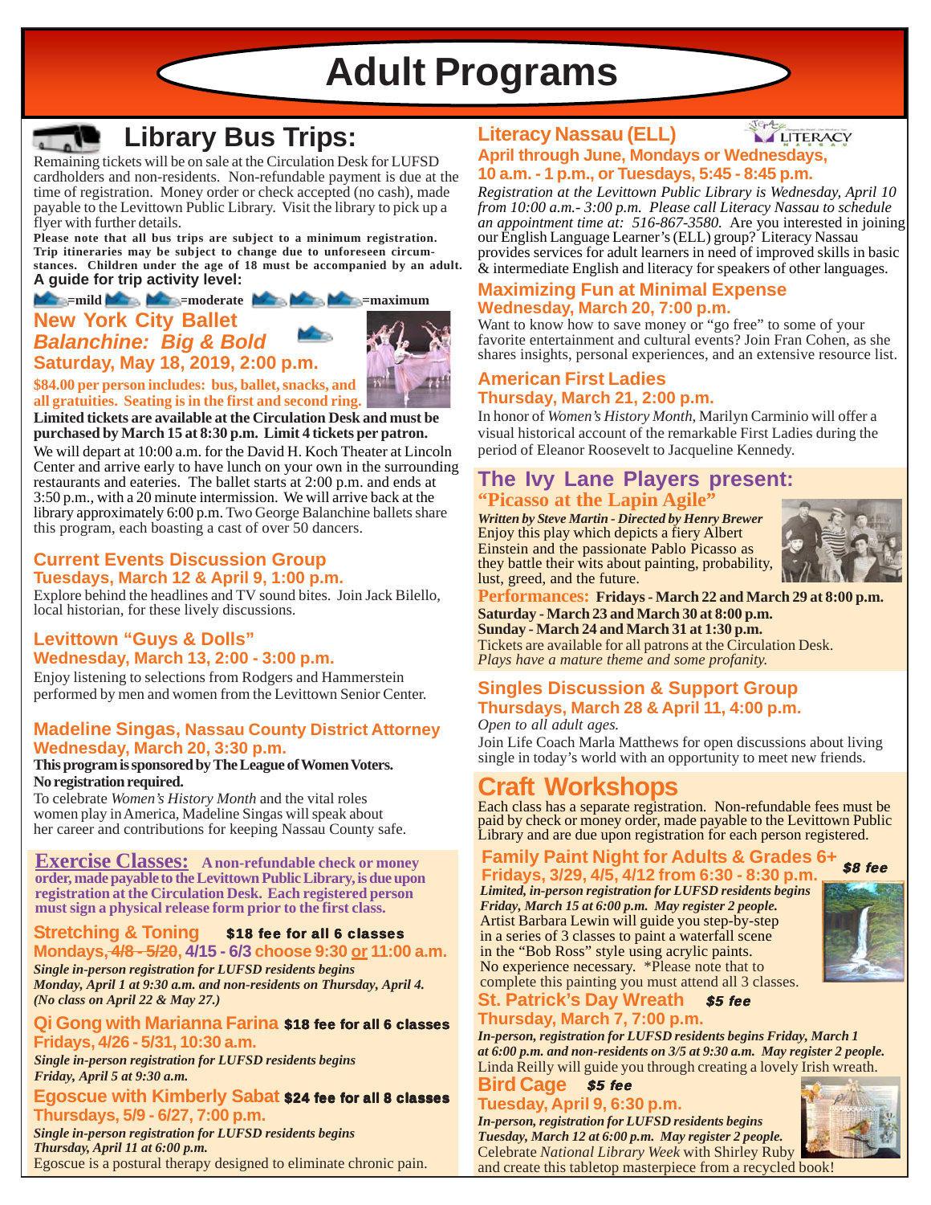# Adult Programs

## Library Bus Trips:

Remaining tickets will be on sale at the Circulation Desk for LUFSD cardholders and non-residents. Non-refundable payment is due at the time of registration. Money order or check accepted (no cash), made payable to the Levittown Public Library. Visit the library to pick up a flyer with further details.

**Please note that all bus trips are subject to a minimum registration. Trip itineraries may be subject to change due to unforeseen circumstances. Children under the age of 18 must be accompanied by an adult.**

**A guide for trip activity level:**

=mild =moderate =maximum

### New York City Ballet
### *Balanchine: Big & Bold*
### Saturday, May 18, 2019, 2:00 p.m.

**$84.00 per person includes: bus, ballet, snacks, and all gratuities. Seating is in the first and second ring.**

**Limited tickets are available at the Circulation Desk and must be purchased by March 15 at 8:30 p.m. Limit 4 tickets per patron.**

We will depart at 10:00 a.m. for the David H. Koch Theater at Lincoln Center and arrive early to have lunch on your own in the surrounding restaurants and eateries. The ballet starts at 2:00 p.m. and ends at 3:50 p.m., with a 20 minute intermission. We will arrive back at the library approximately 6:00 p.m. Two George Balanchine ballets share this program, each boasting a cast of over 50 dancers.

### Current Events Discussion Group
**Tuesdays, March 12 & April 9, 1:00 p.m.**

Explore behind the headlines and TV sound bites. Join Jack Bilello, local historian, for these lively discussions.

### Levittown "Guys & Dolls"
**Wednesday, March 13, 2:00 - 3:00 p.m.**

Enjoy listening to selections from Rodgers and Hammerstein performed by men and women from the Levittown Senior Center.

### Madeline Singas, Nassau County District Attorney
**Wednesday, March 20, 3:30 p.m.**

**This program is sponsored by The League of Women Voters.**
**No registration required.**

To celebrate *Women's History Month* and the vital roles women play in America, Madeline Singas will speak about her career and contributions for keeping Nassau County safe.

## Exercise Classes:

**A non-refundable check or money order, made payable to the Levittown Public Library, is due upon registration at the Circulation Desk. Each registered person must sign a physical release form prior to the first class.**

### Stretching & Toning — $18 fee for all 6 classes
**Mondays, ~~4/8 - 5/20~~, 4/15 - 6/3 choose 9:30 or 11:00 a.m.**

***Single in-person registration for LUFSD residents begins Monday, April 1 at 9:30 a.m. and non-residents on Thursday, April 4. (No class on April 22 & May 27.)***

### Qi Gong with Marianna Farina — $18 fee for all 6 classes
**Fridays, 4/26 - 5/31, 10:30 a.m.**

***Single in-person registration for LUFSD residents begins Friday, April 5 at 9:30 a.m.***

### Egoscue with Kimberly Sabat — $24 fee for all 8 classes
**Thursdays, 5/9 - 6/27, 7:00 p.m.**

***Single in-person registration for LUFSD residents begins Thursday, April 11 at 6:00 p.m.***

Egoscue is a postural therapy designed to eliminate chronic pain.

### Literacy Nassau (ELL)
**April through June, Mondays or Wednesdays, 10 a.m. - 1 p.m., or Tuesdays, 5:45 - 8:45 p.m.**

*Registration at the Levittown Public Library is Wednesday, April 10 from 10:00 a.m.- 3:00 p.m. Please call Literacy Nassau to schedule an appointment time at: 516-867-3580.* Are you interested in joining our English Language Learner's (ELL) group? Literacy Nassau provides services for adult learners in need of improved skills in basic & intermediate English and literacy for speakers of other languages.

### Maximizing Fun at Minimal Expense
**Wednesday, March 20, 7:00 p.m.**

Want to know how to save money or "go free" to some of your favorite entertainment and cultural events? Join Fran Cohen, as she shares insights, personal experiences, and an extensive resource list.

### American First Ladies
**Thursday, March 21, 2:00 p.m.**

In honor of *Women's History Month*, Marilyn Carminio will offer a visual historical account of the remarkable First Ladies during the period of Eleanor Roosevelt to Jacqueline Kennedy.

### The Ivy Lane Players present: "Picasso at the Lapin Agile"

***Written by Steve Martin - Directed by Henry Brewer***

Enjoy this play which depicts a fiery Albert Einstein and the passionate Pablo Picasso as they battle their wits about painting, probability, lust, greed, and the future.

**Performances: Fridays - March 22 and March 29 at 8:00 p.m.**
**Saturday - March 23 and March 30 at 8:00 p.m.**
**Sunday - March 24 and March 31 at 1:30 p.m.**

Tickets are available for all patrons at the Circulation Desk.
*Plays have a mature theme and some profanity.*

### Singles Discussion & Support Group
**Thursdays, March 28 & April 11, 4:00 p.m.**

*Open to all adult ages.*

Join Life Coach Marla Matthews for open discussions about living single in today's world with an opportunity to meet new friends.

## Craft Workshops

Each class has a separate registration. Non-refundable fees must be paid by check or money order, made payable to the Levittown Public Library and are due upon registration for each person registered.

### Family Paint Night for Adults & Grades 6+ — $8 fee
**Fridays, 3/29, 4/5, 4/12 from 6:30 - 8:30 p.m.**

***Limited, in-person registration for LUFSD residents begins Friday, March 15 at 6:00 p.m. May register 2 people.***

Artist Barbara Lewin will guide you step-by-step in a series of 3 classes to paint a waterfall scene in the "Bob Ross" style using acrylic paints. No experience necessary. *Please note that to complete this painting you must attend all 3 classes.

### St. Patrick's Day Wreath — $5 fee
**Thursday, March 7, 7:00 p.m.**

***In-person, registration for LUFSD residents begins Friday, March 1 at 6:00 p.m. and non-residents on 3/5 at 9:30 a.m. May register 2 people.***

Linda Reilly will guide you through creating a lovely Irish wreath.

### Bird Cage — $5 fee
**Tuesday, April 9, 6:30 p.m.**

***In-person, registration for LUFSD residents begins Tuesday, March 12 at 6:00 p.m. May register 2 people.***

Celebrate *National Library Week* with Shirley Ruby and create this tabletop masterpiece from a recycled book!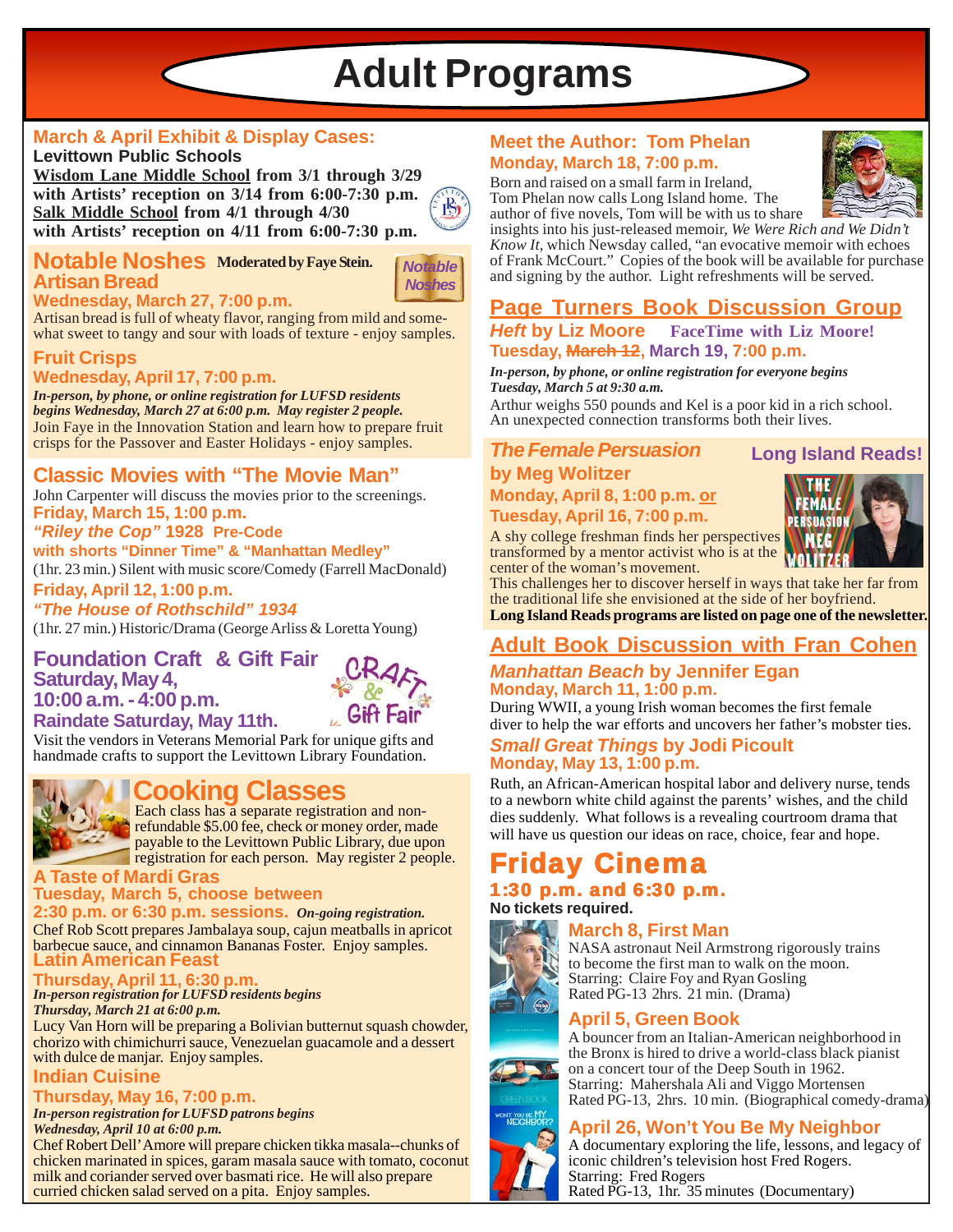# Adult Programs

## March & April Exhibit & Display Cases:

**Levittown Public Schools**

**Wisdom Lane Middle School from 3/1 through 3/29 with Artists' reception on 3/14 from 6:00-7:30 p.m.**
**Salk Middle School from 4/1 through 4/30 with Artists' reception on 4/11 from 6:00-7:30 p.m.**

## Notable Noshes

**Moderated by Faye Stein.**

### Artisan Bread

**Wednesday, March 27, 7:00 p.m.**

Artisan bread is full of wheaty flavor, ranging from mild and somewhat sweet to tangy and sour with loads of texture - enjoy samples.

### Fruit Crisps

**Wednesday, April 17, 7:00 p.m.**

***In-person, by phone, or online registration for LUFSD residents begins Wednesday, March 27 at 6:00 p.m. May register 2 people.***

Join Faye in the Innovation Station and learn how to prepare fruit crisps for the Passover and Easter Holidays - enjoy samples.

## Classic Movies with "The Movie Man"

John Carpenter will discuss the movies prior to the screenings.

**Friday, March 15, 1:00 p.m.**
***"Riley the Cop"* 1928 Pre-Code**
**with shorts "Dinner Time" & "Manhattan Medley"**
(1hr. 23 min.) Silent with music score/Comedy (Farrell MacDonald)

**Friday, April 12, 1:00 p.m.**
***"The House of Rothschild" 1934***
(1hr. 27 min.) Historic/Drama (George Arliss & Loretta Young)

## Foundation Craft & Gift Fair

**Saturday, May 4,**
**10:00 a.m. - 4:00 p.m.**
**Raindate Saturday, May 11th.**

Visit the vendors in Veterans Memorial Park for unique gifts and handmade crafts to support the Levittown Library Foundation.

## Cooking Classes

Each class has a separate registration and non-refundable $5.00 fee, check or money order, made payable to the Levittown Public Library, due upon registration for each person. May register 2 people.

### A Taste of Mardi Gras

**Tuesday, March 5, choose between 2:30 p.m. or 6:30 p.m. sessions.** ***On-going registration.***

Chef Rob Scott prepares Jambalaya soup, cajun meatballs in apricot barbecue sauce, and cinnamon Bananas Foster. Enjoy samples.

### Latin American Feast

**Thursday, April 11, 6:30 p.m.**

***In-person registration for LUFSD residents begins Thursday, March 21 at 6:00 p.m.***

Lucy Van Horn will be preparing a Bolivian butternut squash chowder, chorizo with chimichurri sauce, Venezuelan guacamole and a dessert with dulce de manjar. Enjoy samples.

### Indian Cuisine

**Thursday, May 16, 7:00 p.m.**

***In-person registration for LUFSD patrons begins Wednesday, April 10 at 6:00 p.m.***

Chef Robert Dell'Amore will prepare chicken tikka masala--chunks of chicken marinated in spices, garam masala sauce with tomato, coconut milk and coriander served over basmati rice. He will also prepare curried chicken salad served on a pita. Enjoy samples.

## Meet the Author: Tom Phelan

**Monday, March 18, 7:00 p.m.**

Born and raised on a small farm in Ireland, Tom Phelan now calls Long Island home. The author of five novels, Tom will be with us to share insights into his just-released memoir, *We Were Rich and We Didn't Know It*, which Newsday called, "an evocative memoir with echoes of Frank McCourt." Copies of the book will be available for purchase and signing by the author. Light refreshments will be served.

## Page Turners Book Discussion Group

***Heft* by Liz Moore** **FaceTime with Liz Moore!**

**Tuesday, ~~March 12~~, March 19, 7:00 p.m.**

***In-person, by phone, or online registration for everyone begins Tuesday, March 5 at 9:30 a.m.***

Arthur weighs 550 pounds and Kel is a poor kid in a rich school. An unexpected connection transforms both their lives.

## *The Female Persuasion* by Meg Wolitzer

**Long Island Reads!**

**Monday, April 8, 1:00 p.m. or**
**Tuesday, April 16, 7:00 p.m.**

A shy college freshman finds her perspectives transformed by a mentor activist who is at the center of the woman's movement. This challenges her to discover herself in ways that take her far from the traditional life she envisioned at the side of her boyfriend.

**Long Island Reads programs are listed on page one of the newsletter.**

## Adult Book Discussion with Fran Cohen

### *Manhattan Beach* by Jennifer Egan

**Monday, March 11, 1:00 p.m.**

During WWII, a young Irish woman becomes the first female diver to help the war efforts and uncovers her father's mobster ties.

### *Small Great Things* by Jodi Picoult

**Monday, May 13, 1:00 p.m.**

Ruth, an African-American hospital labor and delivery nurse, tends to a newborn white child against the parents' wishes, and the child dies suddenly. What follows is a revealing courtroom drama that will have us question our ideas on race, choice, fear and hope.

## Friday Cinema

**1:30 p.m. and 6:30 p.m.**

**No tickets required.**

### March 8, First Man

NASA astronaut Neil Armstrong rigorously trains to become the first man to walk on the moon.
Starring: Claire Foy and Ryan Gosling
Rated PG-13 2hrs. 21 min. (Drama)

### April 5, Green Book

A bouncer from an Italian-American neighborhood in the Bronx is hired to drive a world-class black pianist on a concert tour of the Deep South in 1962.
Starring: Mahershala Ali and Viggo Mortensen
Rated PG-13, 2hrs. 10 min. (Biographical comedy-drama)

### April 26, Won't You Be My Neighbor

A documentary exploring the life, lessons, and legacy of iconic children's television host Fred Rogers.
Starring: Fred Rogers
Rated PG-13, 1hr. 35 minutes (Documentary)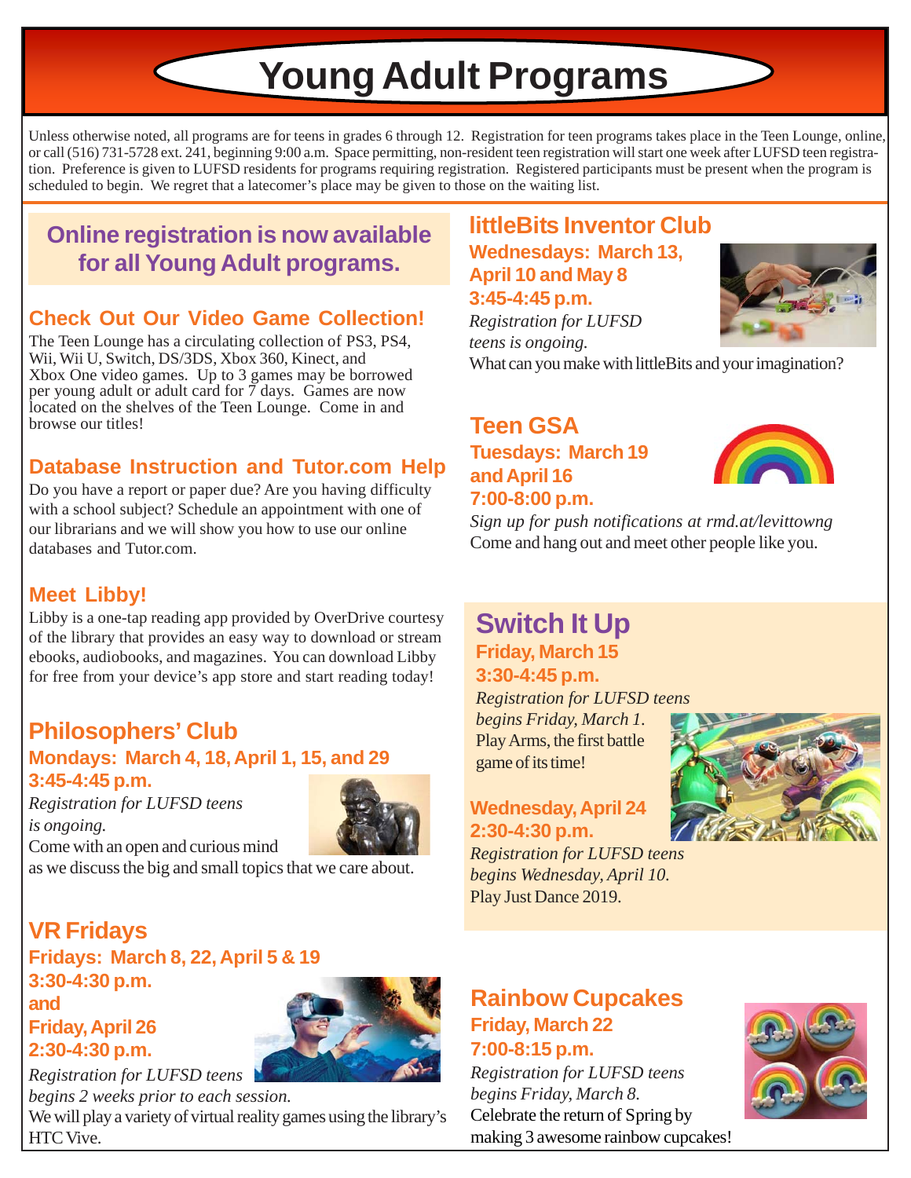# Young Adult Programs

Unless otherwise noted, all programs are for teens in grades 6 through 12. Registration for teen programs takes place in the Teen Lounge, online, or call (516) 731-5728 ext. 241, beginning 9:00 a.m. Space permitting, non-resident teen registration will start one week after LUFSD teen registration. Preference is given to LUFSD residents for programs requiring registration. Registered participants must be present when the program is scheduled to begin. We regret that a latecomer's place may be given to those on the waiting list.

**Online registration is now available for all Young Adult programs.**

## Check Out Our Video Game Collection!

The Teen Lounge has a circulating collection of PS3, PS4, Wii, Wii U, Switch, DS/3DS, Xbox 360, Kinect, and Xbox One video games. Up to 3 games may be borrowed per young adult or adult card for 7 days. Games are now located on the shelves of the Teen Lounge. Come in and browse our titles!

## Database Instruction and Tutor.com Help

Do you have a report or paper due? Are you having difficulty with a school subject? Schedule an appointment with one of our librarians and we will show you how to use our online databases and Tutor.com.

## Meet Libby!

Libby is a one-tap reading app provided by OverDrive courtesy of the library that provides an easy way to download or stream ebooks, audiobooks, and magazines. You can download Libby for free from your device's app store and start reading today!

## Philosophers' Club

**Mondays: March 4, 18, April 1, 15, and 29**
**3:45-4:45 p.m.**

*Registration for LUFSD teens is ongoing.*

Come with an open and curious mind as we discuss the big and small topics that we care about.

## VR Fridays

**Fridays: March 8, 22, April 5 & 19**
**3:30-4:30 p.m.**
**and**
**Friday, April 26**
**2:30-4:30 p.m.**

*Registration for LUFSD teens begins 2 weeks prior to each session.*

We will play a variety of virtual reality games using the library's HTC Vive.

## littleBits Inventor Club

**Wednesdays: March 13, April 10 and May 8**
**3:45-4:45 p.m.**

*Registration for LUFSD teens is ongoing.*

What can you make with littleBits and your imagination?

## Teen GSA

**Tuesdays: March 19 and April 16**
**7:00-8:00 p.m.**

*Sign up for push notifications at rmd.at/levittowng*

Come and hang out and meet other people like you.

## Switch It Up

**Friday, March 15**
**3:30-4:45 p.m.**

*Registration for LUFSD teens begins Friday, March 1.*

Play Arms, the first battle game of its time!

**Wednesday, April 24**
**2:30-4:30 p.m.**

*Registration for LUFSD teens begins Wednesday, April 10.*

Play Just Dance 2019.

## Rainbow Cupcakes

**Friday, March 22**
**7:00-8:15 p.m.**

*Registration for LUFSD teens begins Friday, March 8.*

Celebrate the return of Spring by making 3 awesome rainbow cupcakes!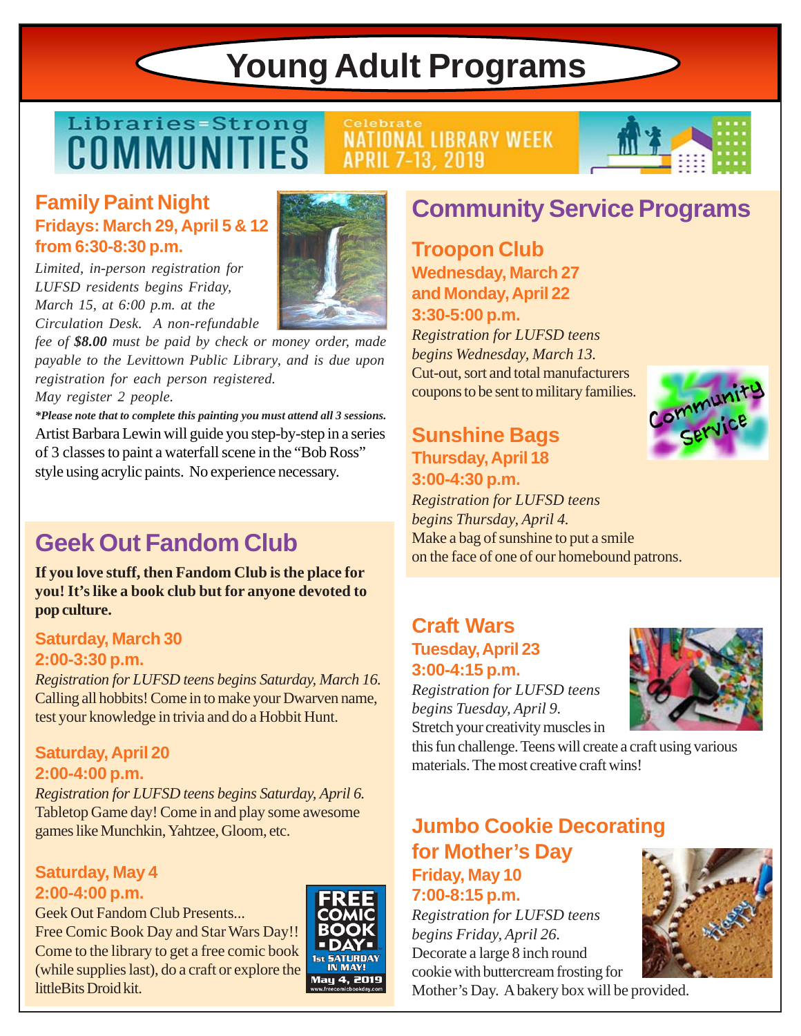# Young Adult Programs

Libraries=Strong COMMUNITIES

Celebrate NATIONAL LIBRARY WEEK APRIL 7-13, 2019

## Family Paint Night

**Fridays: March 29, April 5 & 12 from 6:30-8:30 p.m.**

*Limited, in-person registration for LUFSD residents begins Friday, March 15, at 6:00 p.m. at the Circulation Desk. A non-refundable fee of **$8.00** must be paid by check or money order, made payable to the Levittown Public Library, and is due upon registration for each person registered. May register 2 people.*

***Please note that to complete this painting you must attend all 3 sessions.***

Artist Barbara Lewin will guide you step-by-step in a series of 3 classes to paint a waterfall scene in the "Bob Ross" style using acrylic paints. No experience necessary.

## Geek Out Fandom Club

**If you love stuff, then Fandom Club is the place for you! It's like a book club but for anyone devoted to pop culture.**

**Saturday, March 30**
**2:00-3:30 p.m.**

*Registration for LUFSD teens begins Saturday, March 16.*

Calling all hobbits! Come in to make your Dwarven name, test your knowledge in trivia and do a Hobbit Hunt.

**Saturday, April 20**
**2:00-4:00 p.m.**

*Registration for LUFSD teens begins Saturday, April 6.*

Tabletop Game day! Come in and play some awesome games like Munchkin, Yahtzee, Gloom, etc.

**Saturday, May 4**
**2:00-4:00 p.m.**

Geek Out Fandom Club Presents...
Free Comic Book Day and Star Wars Day!! Come to the library to get a free comic book (while supplies last), do a craft or explore the littleBits Droid kit.

FREE COMIC BOOK DAY
1st SATURDAY IN MAY!
May 4, 2019
www.freecomicbookday.com

## Community Service Programs

### Troopon Club

**Wednesday, March 27 and Monday, April 22**
**3:30-5:00 p.m.**

*Registration for LUFSD teens begins Wednesday, March 13.*

Cut-out, sort and total manufacturers coupons to be sent to military families.

### Sunshine Bags

**Thursday, April 18**
**3:00-4:30 p.m.**

*Registration for LUFSD teens begins Thursday, April 4.*

Make a bag of sunshine to put a smile on the face of one of our homebound patrons.

## Craft Wars

**Tuesday, April 23**
**3:00-4:15 p.m.**

*Registration for LUFSD teens begins Tuesday, April 9.*

Stretch your creativity muscles in this fun challenge. Teens will create a craft using various materials. The most creative craft wins!

## Jumbo Cookie Decorating for Mother's Day

**Friday, May 10**
**7:00-8:15 p.m.**

*Registration for LUFSD teens begins Friday, April 26.*

Decorate a large 8 inch round cookie with buttercream frosting for Mother's Day. A bakery box will be provided.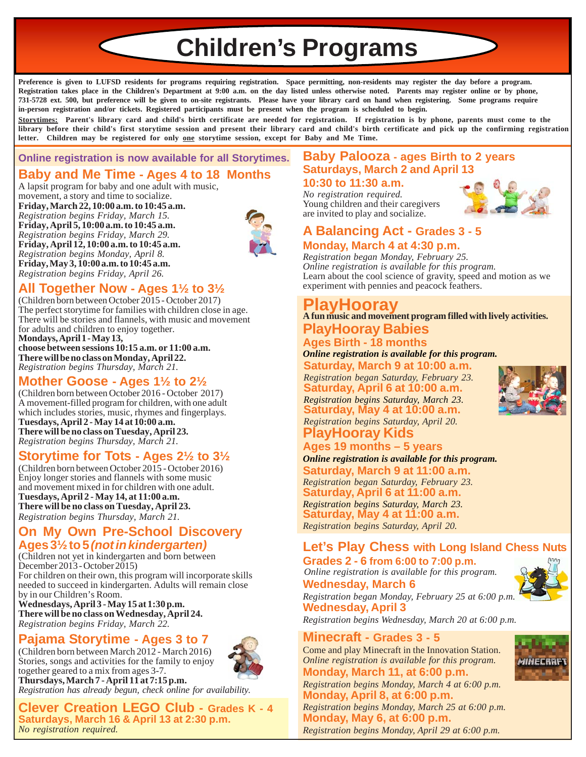# Children's Programs

**Preference is given to LUFSD residents for programs requiring registration. Space permitting, non-residents may register the day before a program. Registration takes place in the Children's Department at 9:00 a.m. on the day listed unless otherwise noted. Parents may register online or by phone, 731-5728 ext. 500, but preference will be given to on-site registrants. Please have your library card on hand when registering. Some programs require in-person registration and/or tickets. Registered participants must be present when the program is scheduled to begin.**

**Storytimes: Parent's library card and child's birth certificate are needed for registration. If registration is by phone, parents must come to the library before their child's first storytime session and present their library card and child's birth certificate and pick up the confirming registration letter. Children may be registered for only one storytime session, except for Baby and Me Time.**

**Online registration is now available for all Storytimes.**

## Baby and Me Time - Ages 4 to 18 Months

A lapsit program for baby and one adult with music, movement, a story and time to socialize.

**Friday, March 22, 10:00 a.m. to 10:45 a.m.**
*Registration begins Friday, March 15.*
**Friday, April 5, 10:00 a.m. to 10:45 a.m.**
*Registration begins Friday, March 29.*
**Friday, April 12, 10:00 a.m. to 10:45 a.m.**
*Registration begins Monday, April 8.*
**Friday, May 3, 10:00 a.m. to 10:45 a.m.**
*Registration begins Friday, April 26.*

## All Together Now - Ages 1½ to 3½

(Children born between October 2015 - October 2017)
The perfect storytime for families with children close in age. There will be stories and flannels, with music and movement for adults and children to enjoy together.
**Mondays, April 1 - May 13,**
**choose between sessions 10:15 a.m. or 11:00 a.m.**
**There will be no class on Monday, April 22.**
*Registration begins Thursday, March 21.*

## Mother Goose - Ages 1½ to 2½

(Children born between October 2016 - October 2017)
A movement-filled program for children, with one adult which includes stories, music, rhymes and fingerplays.
**Tuesdays, April 2 - May 14 at 10:00 a.m.**
**There will be no class on Tuesday, April 23.**
*Registration begins Thursday, March 21.*

## Storytime for Tots - Ages 2½ to 3½

(Children born between October 2015 - October 2016)
Enjoy longer stories and flannels with some music and movement mixed in for children with one adult.
**Tuesdays, April 2 - May 14, at 11:00 a.m.**
**There will be no class on Tuesday, April 23.**
*Registration begins Thursday, March 21.*

## On My Own Pre-School Discovery Ages 3½ to 5 *(not in kindergarten)*

(Children not yet in kindergarten and born between December 2013 - October 2015)
For children on their own, this program will incorporate skills needed to succeed in kindergarten. Adults will remain close by in our Children's Room.
**Wednesdays, April 3 - May 15 at 1:30 p.m.**
**There will be no class on Wednesday, April 24.**
*Registration begins Friday, March 22.*

## Pajama Storytime - Ages 3 to 7

(Children born between March 2012 - March 2016)
Stories, songs and activities for the family to enjoy together geared to a mix from ages 3-7.
**Thursdays, March 7 - April 11 at 7:15 p.m.**
*Registration has already begun, check online for availability.*

## Clever Creation LEGO Club - Grades K - 4

**Saturdays, March 16 & April 13 at 2:30 p.m.**
*No registration required.*

## Baby Palooza - ages Birth to 2 years

**Saturdays, March 2 and April 13**
**10:30 to 11:30 a.m.**
*No registration required.*
Young children and their caregivers are invited to play and socialize.

## A Balancing Act - Grades 3 - 5

**Monday, March 4 at 4:30 p.m.**
*Registration began Monday, February 25.*
*Online registration is available for this program.*
Learn about the cool science of gravity, speed and motion as we experiment with pennies and peacock feathers.

## PlayHooray

**A fun music and movement program filled with lively activities.**

### PlayHooray Babies

**Ages Birth - 18 months**
***Online registration is available for this program.***
**Saturday, March 9 at 10:00 a.m.**
*Registration began Saturday, February 23.*
**Saturday, April 6 at 10:00 a.m.**
*Registration begins Saturday, March 23.*
**Saturday, May 4 at 10:00 a.m.**
*Registration begins Saturday, April 20.*

### PlayHooray Kids

**Ages 19 months – 5 years**
***Online registration is available for this program.***
**Saturday, March 9 at 11:00 a.m.**
*Registration began Saturday, February 23.*
**Saturday, April 6 at 11:00 a.m.**
*Registration begins Saturday, March 23.*
**Saturday, May 4 at 11:00 a.m.**
*Registration begins Saturday, April 20.*

## Let's Play Chess with Long Island Chess Nuts

**Grades 2 - 6 from 6:00 to 7:00 p.m.**
*Online registration is available for this program.*
**Wednesday, March 6**
*Registration began Monday, February 25 at 6:00 p.m.*
**Wednesday, April 3**
*Registration begins Wednesday, March 20 at 6:00 p.m.*

## Minecraft - Grades 3 - 5

Come and play Minecraft in the Innovation Station.
*Online registration is available for this program.*
**Monday, March 11, at 6:00 p.m.**
*Registration begins Monday, March 4 at 6:00 p.m.*
**Monday, April 8, at 6:00 p.m.**
*Registration begins Monday, March 25 at 6:00 p.m.*
**Monday, May 6, at 6:00 p.m.**
*Registration begins Monday, April 29 at 6:00 p.m.*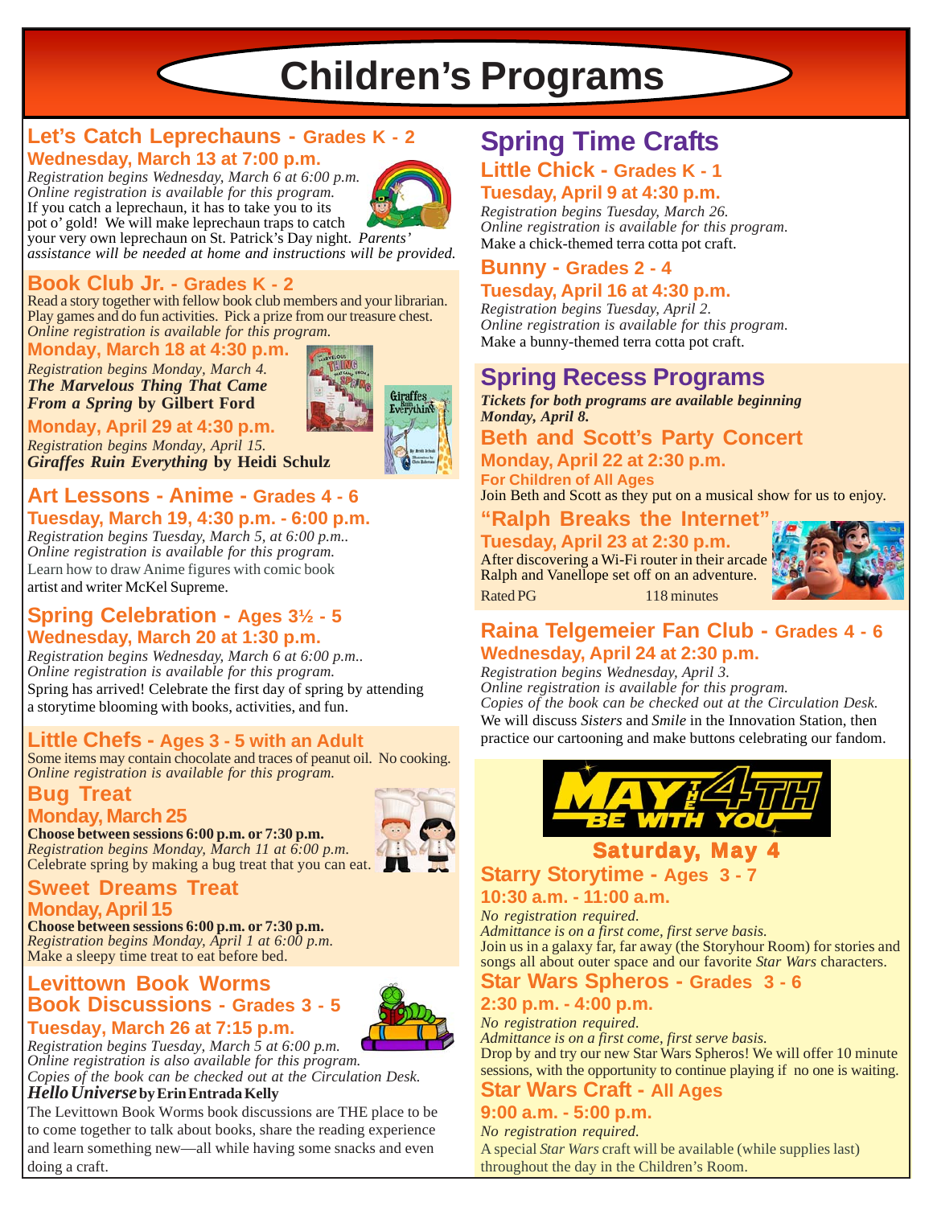# Children's Programs

## Let's Catch Leprechauns - Grades K - 2

**Wednesday, March 13 at 7:00 p.m.**

*Registration begins Wednesday, March 6 at 6:00 p.m.*
*Online registration is available for this program.*
If you catch a leprechaun, it has to take you to its pot o' gold! We will make leprechaun traps to catch your very own leprechaun on St. Patrick's Day night. *Parents' assistance will be needed at home and instructions will be provided.*

## Book Club Jr. - Grades K - 2

Read a story together with fellow book club members and your librarian. Play games and do fun activities. Pick a prize from our treasure chest.
*Online registration is available for this program.*

**Monday, March 18 at 4:30 p.m.**

*Registration begins Monday, March 4.*
***The Marvelous Thing That Came From a Spring*** **by Gilbert Ford**

**Monday, April 29 at 4:30 p.m.**

*Registration begins Monday, April 15.*
***Giraffes Ruin Everything*** **by Heidi Schulz**

## Art Lessons - Anime - Grades 4 - 6

**Tuesday, March 19, 4:30 p.m. - 6:00 p.m.**

*Registration begins Tuesday, March 5, at 6:00 p.m..*
*Online registration is available for this program.*
Learn how to draw Anime figures with comic book artist and writer McKel Supreme.

## Spring Celebration - Ages 3½ - 5

**Wednesday, March 20 at 1:30 p.m.**

*Registration begins Wednesday, March 6 at 6:00 p.m..*
*Online registration is available for this program.*
Spring has arrived! Celebrate the first day of spring by attending a storytime blooming with books, activities, and fun.

## Little Chefs - Ages 3 - 5 with an Adult

Some items may contain chocolate and traces of peanut oil. No cooking.
*Online registration is available for this program.*

### Bug Treat

**Monday, March 25**

**Choose between sessions 6:00 p.m. or 7:30 p.m.**
*Registration begins Monday, March 11 at 6:00 p.m.*
Celebrate spring by making a bug treat that you can eat.

### Sweet Dreams Treat

**Monday, April 15**

**Choose between sessions 6:00 p.m. or 7:30 p.m.**
*Registration begins Monday, April 1 at 6:00 p.m.*
Make a sleepy time treat to eat before bed.

## Levittown Book Worms Book Discussions - Grades 3 - 5

**Tuesday, March 26 at 7:15 p.m.**

*Registration begins Tuesday, March 5 at 6:00 p.m.*
*Online registration is also available for this program.*
*Copies of the book can be checked out at the Circulation Desk.*
***Hello Universe*** **by Erin Entrada Kelly**

The Levittown Book Worms book discussions are THE place to be to come together to talk about books, share the reading experience and learn something new—all while having some snacks and even doing a craft.

## Spring Time Crafts

### Little Chick - Grades K - 1

**Tuesday, April 9 at 4:30 p.m.**

*Registration begins Tuesday, March 26.*
*Online registration is available for this program.*
Make a chick-themed terra cotta pot craft.

### Bunny - Grades 2 - 4

**Tuesday, April 16 at 4:30 p.m.**

*Registration begins Tuesday, April 2.*
*Online registration is available for this program.*
Make a bunny-themed terra cotta pot craft.

## Spring Recess Programs

***Tickets for both programs are available beginning Monday, April 8.***

### Beth and Scott's Party Concert

**Monday, April 22 at 2:30 p.m.**

**For Children of All Ages**

Join Beth and Scott as they put on a musical show for us to enjoy.

### "Ralph Breaks the Internet"

**Tuesday, April 23 at 2:30 p.m.**

After discovering a Wi-Fi router in their arcade Ralph and Vanellope set off on an adventure.
Rated PG 118 minutes

## Raina Telgemeier Fan Club - Grades 4 - 6

**Wednesday, April 24 at 2:30 p.m.**

*Registration begins Wednesday, April 3.*
*Online registration is available for this program.*
*Copies of the book can be checked out at the Circulation Desk.*
We will discuss *Sisters* and *Smile* in the Innovation Station, then practice our cartooning and make buttons celebrating our fandom.

## May the 4th Be With You

**Saturday, May 4**

### Starry Storytime - Ages 3 - 7

**10:30 a.m. - 11:00 a.m.**

*No registration required.*
*Admittance is on a first come, first serve basis.*
Join us in a galaxy far, far away (the Storyhour Room) for stories and songs all about outer space and our favorite *Star Wars* characters.

### Star Wars Spheros - Grades 3 - 6

**2:30 p.m. - 4:00 p.m.**

*No registration required.*
*Admittance is on a first come, first serve basis.*
Drop by and try our new Star Wars Spheros! We will offer 10 minute sessions, with the opportunity to continue playing if no one is waiting.

### Star Wars Craft - All Ages

**9:00 a.m. - 5:00 p.m.**

*No registration required.*
A special *Star Wars* craft will be available (while supplies last) throughout the day in the Children's Room.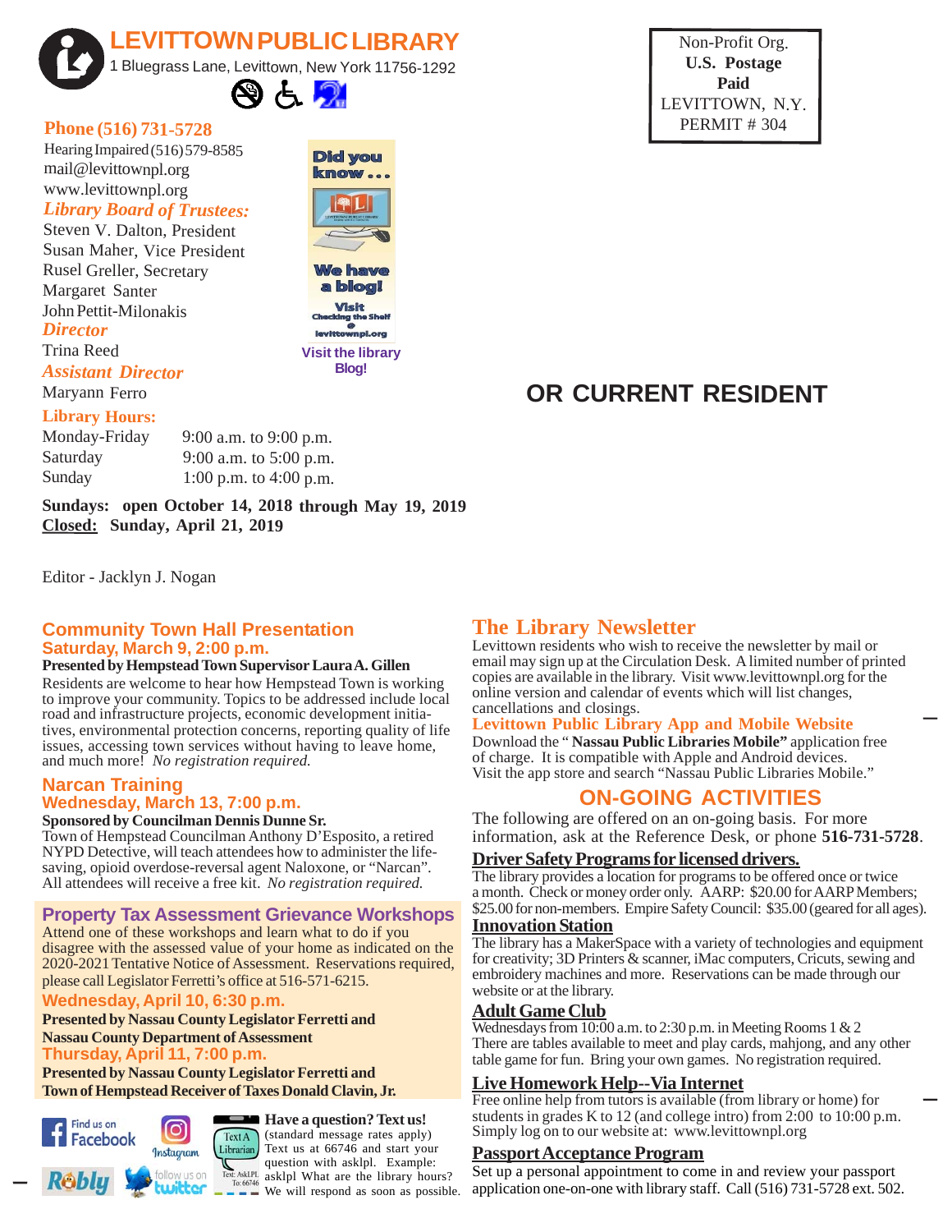# LEVITTOWN PUBLIC LIBRARY

1 Bluegrass Lane, Levittown, New York 11756-1292

Non-Profit Org.
**U.S. Postage**
**Paid**
LEVITTOWN, N.Y.
PERMIT # 304

**Phone (516) 731-5728**

Hearing Impaired (516) 579-8585
mail@levittownpl.org
www.levittownpl.org

***Library Board of Trustees:***

Steven V. Dalton, President
Susan Maher, Vice President
Rusel Greller, Secretary
Margaret Santer
John Pettit-Milonakis

***Director***

Trina Reed

***Assistant Director***

Maryann Ferro

Did you know . . .
We have a blog!
Visit Checking the Shelf @ levittownpl.org

Visit the library Blog!

**Library Hours:**

| | |
|---|---|
| Monday-Friday | 9:00 a.m. to 9:00 p.m. |
| Saturday | 9:00 a.m. to 5:00 p.m. |
| Sunday | 1:00 p.m. to 4:00 p.m. |

**Sundays: open October 14, 2018 through May 19, 2019**
**Closed: Sunday, April 21, 2019**

**OR CURRENT RESIDENT**

Editor - Jacklyn J. Nogan

## Community Town Hall Presentation
### Saturday, March 9, 2:00 p.m.

**Presented by Hempstead Town Supervisor Laura A. Gillen**

Residents are welcome to hear how Hempstead Town is working to improve your community. Topics to be addressed include local road and infrastructure projects, economic development initiatives, environmental protection concerns, reporting quality of life issues, accessing town services without having to leave home, and much more! *No registration required.*

## Narcan Training
### Wednesday, March 13, 7:00 p.m.

**Sponsored by Councilman Dennis Dunne Sr.**

Town of Hempstead Councilman Anthony D'Esposito, a retired NYPD Detective, will teach attendees how to administer the life-saving, opioid overdose-reversal agent Naloxone, or "Narcan". All attendees will receive a free kit. *No registration required.*

## Property Tax Assessment Grievance Workshops

Attend one of these workshops and learn what to do if you disagree with the assessed value of your home as indicated on the 2020-2021 Tentative Notice of Assessment. Reservations required, please call Legislator Ferretti's office at 516-571-6215.

### Wednesday, April 10, 6:30 p.m.

**Presented by Nassau County Legislator Ferretti and Nassau County Department of Assessment**

### Thursday, April 11, 7:00 p.m.

**Presented by Nassau County Legislator Ferretti and Town of Hempstead Receiver of Taxes Donald Clavin, Jr.**

Find us on Facebook | Instagram | follow us on twitter

**Have a question? Text us!** (standard message rates apply) Text us at 66746 and start your question with asklpl. Example: asklpl What are the library hours? We will respond as soon as possible.

## The Library Newsletter

Levittown residents who wish to receive the newsletter by mail or email may sign up at the Circulation Desk. A limited number of printed copies are available in the library. Visit www.levittownpl.org for the online version and calendar of events which will list changes, cancellations and closings.

### Levittown Public Library App and Mobile Website

Download the "**Nassau Public Libraries Mobile"** application free of charge. It is compatible with Apple and Android devices. Visit the app store and search "Nassau Public Libraries Mobile."

## ON-GOING ACTIVITIES

The following are offered on an on-going basis. For more information, ask at the Reference Desk, or phone **516-731-5728**.

### Driver Safety Programs for licensed drivers.

The library provides a location for programs to be offered once or twice a month. Check or money order only. AARP: $20.00 for AARP Members; $25.00 for non-members. Empire Safety Council: $35.00 (geared for all ages).

### Innovation Station

The library has a MakerSpace with a variety of technologies and equipment for creativity; 3D Printers & scanner, iMac computers, Cricuts, sewing and embroidery machines and more. Reservations can be made through our website or at the library.

### Adult Game Club

Wednesdays from 10:00 a.m. to 2:30 p.m. in Meeting Rooms 1 & 2
There are tables available to meet and play cards, mahjong, and any other table game for fun. Bring your own games. No registration required.

### Live Homework Help--Via Internet

Free online help from tutors is available (from library or home) for students in grades K to 12 (and college intro) from 2:00 to 10:00 p.m. Simply log on to our website at: www.levittownpl.org

### Passport Acceptance Program

Set up a personal appointment to come in and review your passport application one-on-one with library staff. Call (516) 731-5728 ext. 502.